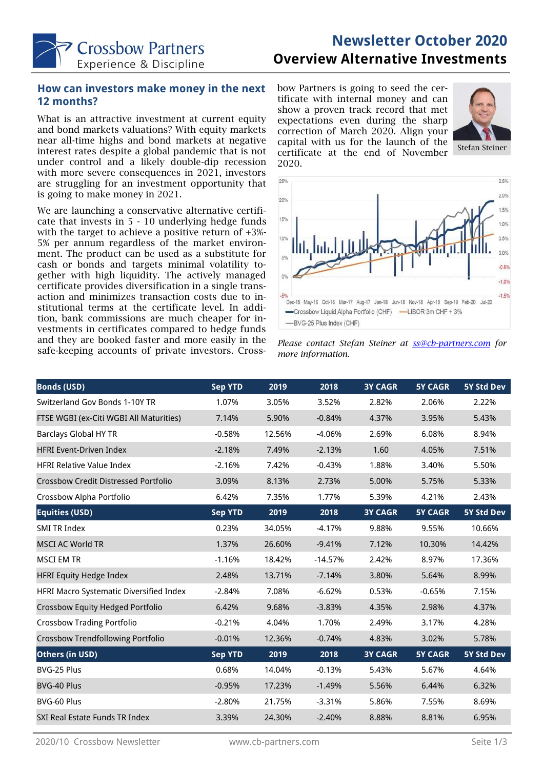Crossbow Partners
Experience & Discipline

# Newsletter October 2020
# Overview Alternative Investments

## How can investors make money in the next 12 months?

What is an attractive investment at current equity and bond markets valuations? With equity markets near all-time highs and bond markets at negative interest rates despite a global pandemic that is not under control and a likely double-dip recession with more severe consequences in 2021, investors are struggling for an investment opportunity that is going to make money in 2021.

We are launching a conservative alternative certificate that invests in 5 - 10 underlying hedge funds with the target to achieve a positive return of +3%-5% per annum regardless of the market environment. The product can be used as a substitute for cash or bonds and targets minimal volatility together with high liquidity. The actively managed certificate provides diversification in a single transaction and minimizes transaction costs due to institutional terms at the certificate level. In addition, bank commissions are much cheaper for investments in certificates compared to hedge funds and they are booked faster and more easily in the safe-keeping accounts of private investors. Crossbow Partners is going to seed the certificate with internal money and can show a proven track record that met expectations even during the sharp correction of March 2020. Align your capital with us for the launch of the certificate at the end of November 2020.

Stefan Steiner

Crossbow Liquid Alpha Portfolio (CHF) — LIBOR 3m CHF + 3% — BVG-25 Plus Index (CHF)

*Please contact Stefan Steiner at ss@cb-partners.com for more information.*

| Bonds (USD) | Sep YTD | 2019 | 2018 | 3Y CAGR | 5Y CAGR | 5Y Std Dev |
|---|---|---|---|---|---|---|
| Switzerland Gov Bonds 1-10Y TR | 1.07% | 3.05% | 3.52% | 2.82% | 2.06% | 2.22% |
| FTSE WGBI (ex-Citi WGBI All Maturities) | 7.14% | 5.90% | -0.84% | 4.37% | 3.95% | 5.43% |
| Barclays Global HY TR | -0.58% | 12.56% | -4.06% | 2.69% | 6.08% | 8.94% |
| HFRI Event-Driven Index | -2.18% | 7.49% | -2.13% | 1.60 | 4.05% | 7.51% |
| HFRI Relative Value Index | -2.16% | 7.42% | -0.43% | 1.88% | 3.40% | 5.50% |
| Crossbow Credit Distressed Portfolio | 3.09% | 8.13% | 2.73% | 5.00% | 5.75% | 5.33% |
| Crossbow Alpha Portfolio | 6.42% | 7.35% | 1.77% | 5.39% | 4.21% | 2.43% |
| **Equities (USD)** | **Sep YTD** | **2019** | **2018** | **3Y CAGR** | **5Y CAGR** | **5Y Std Dev** |
| SMI TR Index | 0.23% | 34.05% | -4.17% | 9.88% | 9.55% | 10.66% |
| MSCI AC World TR | 1.37% | 26.60% | -9.41% | 7.12% | 10.30% | 14.42% |
| MSCI EM TR | -1.16% | 18.42% | -14.57% | 2.42% | 8.97% | 17.36% |
| HFRI Equity Hedge Index | 2.48% | 13.71% | -7.14% | 3.80% | 5.64% | 8.99% |
| HFRI Macro Systematic Diversified Index | -2.84% | 7.08% | -6.62% | 0.53% | -0.65% | 7.15% |
| Crossbow Equity Hedged Portfolio | 6.42% | 9.68% | -3.83% | 4.35% | 2.98% | 4.37% |
| Crossbow Trading Portfolio | -0.21% | 4.04% | 1.70% | 2.49% | 3.17% | 4.28% |
| Crossbow Trendfollowing Portfolio | -0.01% | 12.36% | -0.74% | 4.83% | 3.02% | 5.78% |
| **Others (in USD)** | **Sep YTD** | **2019** | **2018** | **3Y CAGR** | **5Y CAGR** | **5Y Std Dev** |
| BVG-25 Plus | 0.68% | 14.04% | -0.13% | 5.43% | 5.67% | 4.64% |
| BVG-40 Plus | -0.95% | 17.23% | -1.49% | 5.56% | 6.44% | 6.32% |
| BVG-60 Plus | -2.80% | 21.75% | -3.31% | 5.86% | 7.55% | 8.69% |
| SXI Real Estate Funds TR Index | 3.39% | 24.30% | -2.40% | 8.88% | 8.81% | 6.95% |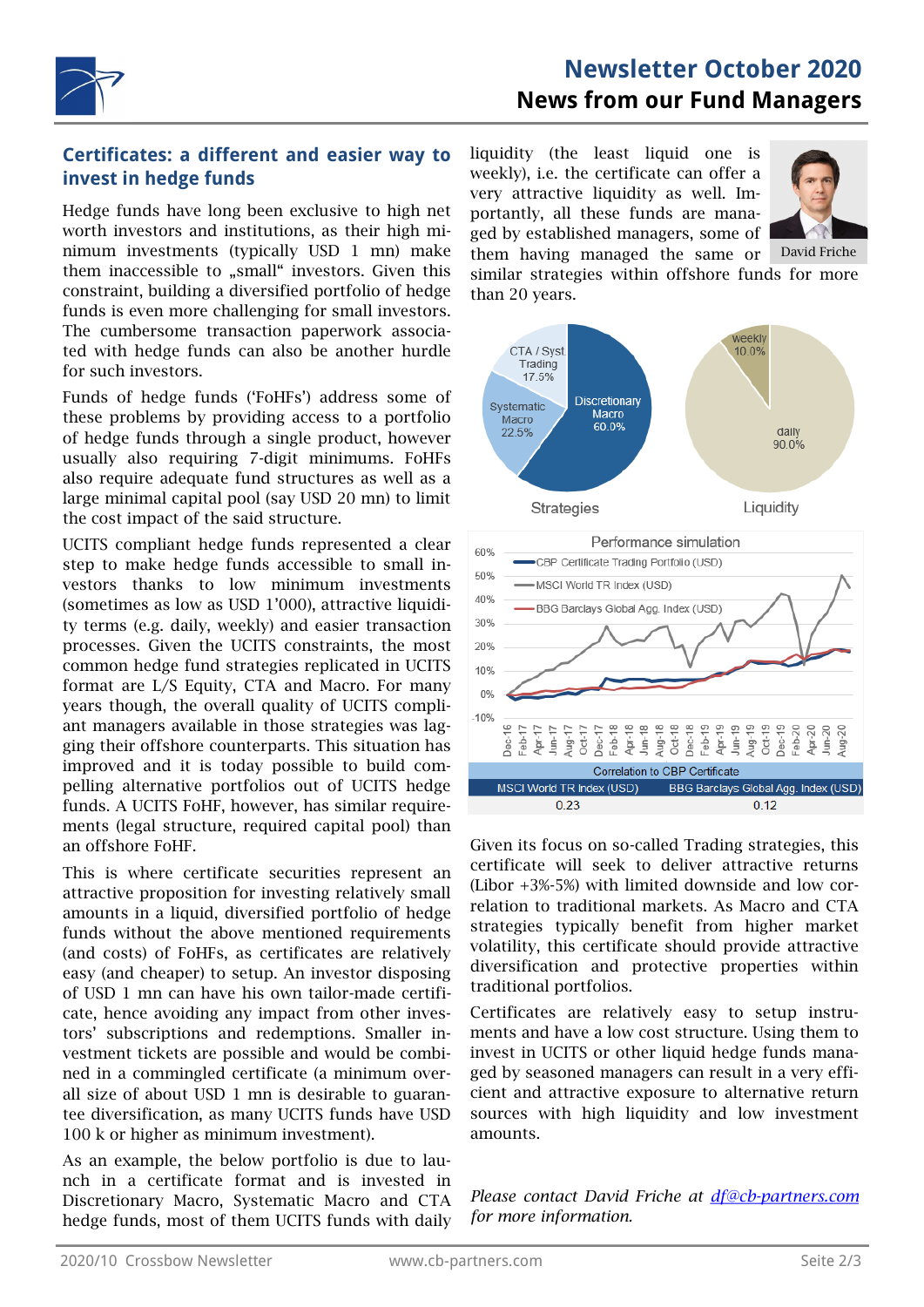# Newsletter October 2020
## News from our Fund Managers

### Certificates: a different and easier way to invest in hedge funds

Hedge funds have long been exclusive to high net worth investors and institutions, as their high minimum investments (typically USD 1 mn) make them inaccessible to „small“ investors. Given this constraint, building a diversified portfolio of hedge funds is even more challenging for small investors. The cumbersome transaction paperwork associated with hedge funds can also be another hurdle for such investors.

Funds of hedge funds (‘FoHFs’) address some of these problems by providing access to a portfolio of hedge funds through a single product, however usually also requiring 7-digit minimums. FoHFs also require adequate fund structures as well as a large minimal capital pool (say USD 20 mn) to limit the cost impact of the said structure.

UCITS compliant hedge funds represented a clear step to make hedge funds accessible to small investors thanks to low minimum investments (sometimes as low as USD 1’000), attractive liquidity terms (e.g. daily, weekly) and easier transaction processes. Given the UCITS constraints, the most common hedge fund strategies replicated in UCITS format are L/S Equity, CTA and Macro. For many years though, the overall quality of UCITS compliant managers available in those strategies was lagging their offshore counterparts. This situation has improved and it is today possible to build compelling alternative portfolios out of UCITS hedge funds. A UCITS FoHF, however, has similar requirements (legal structure, required capital pool) than an offshore FoHF.

This is where certificate securities represent an attractive proposition for investing relatively small amounts in a liquid, diversified portfolio of hedge funds without the above mentioned requirements (and costs) of FoHFs, as certificates are relatively easy (and cheaper) to setup. An investor disposing of USD 1 mn can have his own tailor-made certificate, hence avoiding any impact from other investors’ subscriptions and redemptions. Smaller investment tickets are possible and would be combined in a commingled certificate (a minimum overall size of about USD 1 mn is desirable to guarantee diversification, as many UCITS funds have USD 100 k or higher as minimum investment).

As an example, the below portfolio is due to launch in a certificate format and is invested in Discretionary Macro, Systematic Macro and CTA hedge funds, most of them UCITS funds with daily liquidity (the least liquid one is weekly), i.e. the certificate can offer a very attractive liquidity as well. Importantly, all these funds are managed by established managers, some of them having managed the same or similar strategies within offshore funds for more than 20 years.

David Friche

**Strategies**: Discretionary Macro 60.0%, Systematic Macro 22.5%, CTA / Syst Trading 17.5%

**Liquidity**: daily 90.0%, weekly 10.0%

**Performance simulation** (Dec-16 to Aug-20): CBP Certificate Trading Portfolio (USD), MSCI World TR Index (USD), BBG Barclays Global Agg. Index (USD)

| Correlation to CBP Certificate | |
|---|---|
| MSCI World TR Index (USD) | BBG Barclays Global Agg. Index (USD) |
| 0.23 | 0.12 |

Given its focus on so-called Trading strategies, this certificate will seek to deliver attractive returns (Libor +3%-5%) with limited downside and low correlation to traditional markets. As Macro and CTA strategies typically benefit from higher market volatility, this certificate should provide attractive diversification and protective properties within traditional portfolios.

Certificates are relatively easy to setup instruments and have a low cost structure. Using them to invest in UCITS or other liquid hedge funds managed by seasoned managers can result in a very efficient and attractive exposure to alternative return sources with high liquidity and low investment amounts.

*Please contact David Friche at df@cb-partners.com for more information.*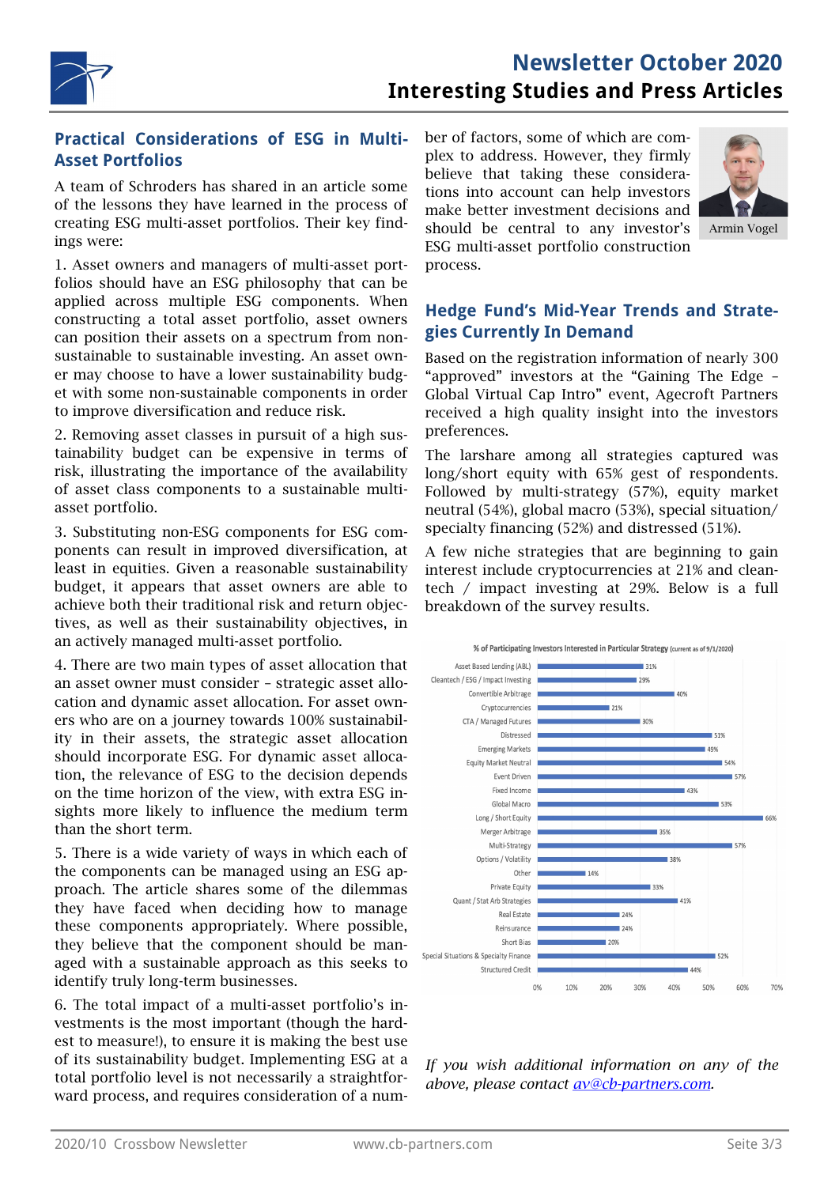## Practical Considerations of ESG in Multi-Asset Portfolios

A team of Schroders has shared in an article some of the lessons they have learned in the process of creating ESG multi-asset portfolios. Their key findings were:

1. Asset owners and managers of multi-asset portfolios should have an ESG philosophy that can be applied across multiple ESG components. When constructing a total asset portfolio, asset owners can position their assets on a spectrum from non-sustainable to sustainable investing. An asset owner may choose to have a lower sustainability budget with some non-sustainable components in order to improve diversification and reduce risk.

2. Removing asset classes in pursuit of a high sustainability budget can be expensive in terms of risk, illustrating the importance of the availability of asset class components to a sustainable multi-asset portfolio.

3. Substituting non-ESG components for ESG components can result in improved diversification, at least in equities. Given a reasonable sustainability budget, it appears that asset owners are able to achieve both their traditional risk and return objectives, as well as their sustainability objectives, in an actively managed multi-asset portfolio.

4. There are two main types of asset allocation that an asset owner must consider – strategic asset allocation and dynamic asset allocation. For asset owners who are on a journey towards 100% sustainability in their assets, the strategic asset allocation should incorporate ESG. For dynamic asset allocation, the relevance of ESG to the decision depends on the time horizon of the view, with extra ESG insights more likely to influence the medium term than the short term.

5. There is a wide variety of ways in which each of the components can be managed using an ESG approach. The article shares some of the dilemmas they have faced when deciding how to manage these components appropriately. Where possible, they believe that the component should be managed with a sustainable approach as this seeks to identify truly long-term businesses.

6. The total impact of a multi-asset portfolio's investments is the most important (though the hardest to measure!), to ensure it is making the best use of its sustainability budget. Implementing ESG at a total portfolio level is not necessarily a straightforward process, and requires consideration of a number of factors, some of which are complex to address. However, they firmly believe that taking these considerations into account can help investors make better investment decisions and should be central to any investor's ESG multi-asset portfolio construction process.

Armin Vogel

## Hedge Fund's Mid-Year Trends and Strategies Currently In Demand

Based on the registration information of nearly 300 "approved" investors at the "Gaining The Edge – Global Virtual Cap Intro" event, Agecroft Partners received a high quality insight into the investors preferences.

The larshare among all strategies captured was long/short equity with 65% gest of respondents. Followed by multi-strategy (57%), equity market neutral (54%), global macro (53%), special situation/ specialty financing (52%) and distressed (51%).

A few niche strategies that are beginning to gain interest include cryptocurrencies at 21% and clean-tech / impact investing at 29%. Below is a full breakdown of the survey results.

% of Participating Investors Interested in Particular Strategy (current as of 9/1/2020)

Asset Based Lending (ABL) 31%
Cleantech / ESG / Impact Investing 29%
Convertible Arbitrage 40%
Cryptocurrencies 21%
CTA / Managed Futures 30%
Distressed 51%
Emerging Markets 49%
Equity Market Neutral 54%
Event Driven 57%
Fixed Income 43%
Global Macro 53%
Long / Short Equity 66%
Merger Arbitrage 35%
Multi-Strategy 57%
Options / Volatility 38%
Other 14%
Private Equity 33%
Quant / Stat Arb Strategies 41%
Real Estate 24%
Reinsurance 24%
Short Bias 20%
Special Situations & Specialty Finance 52%
Structured Credit 44%

0% 10% 20% 30% 40% 50% 60% 70%

*If you wish additional information on any of the above, please contact [av@cb-partners.com](mailto:av@cb-partners.com).*